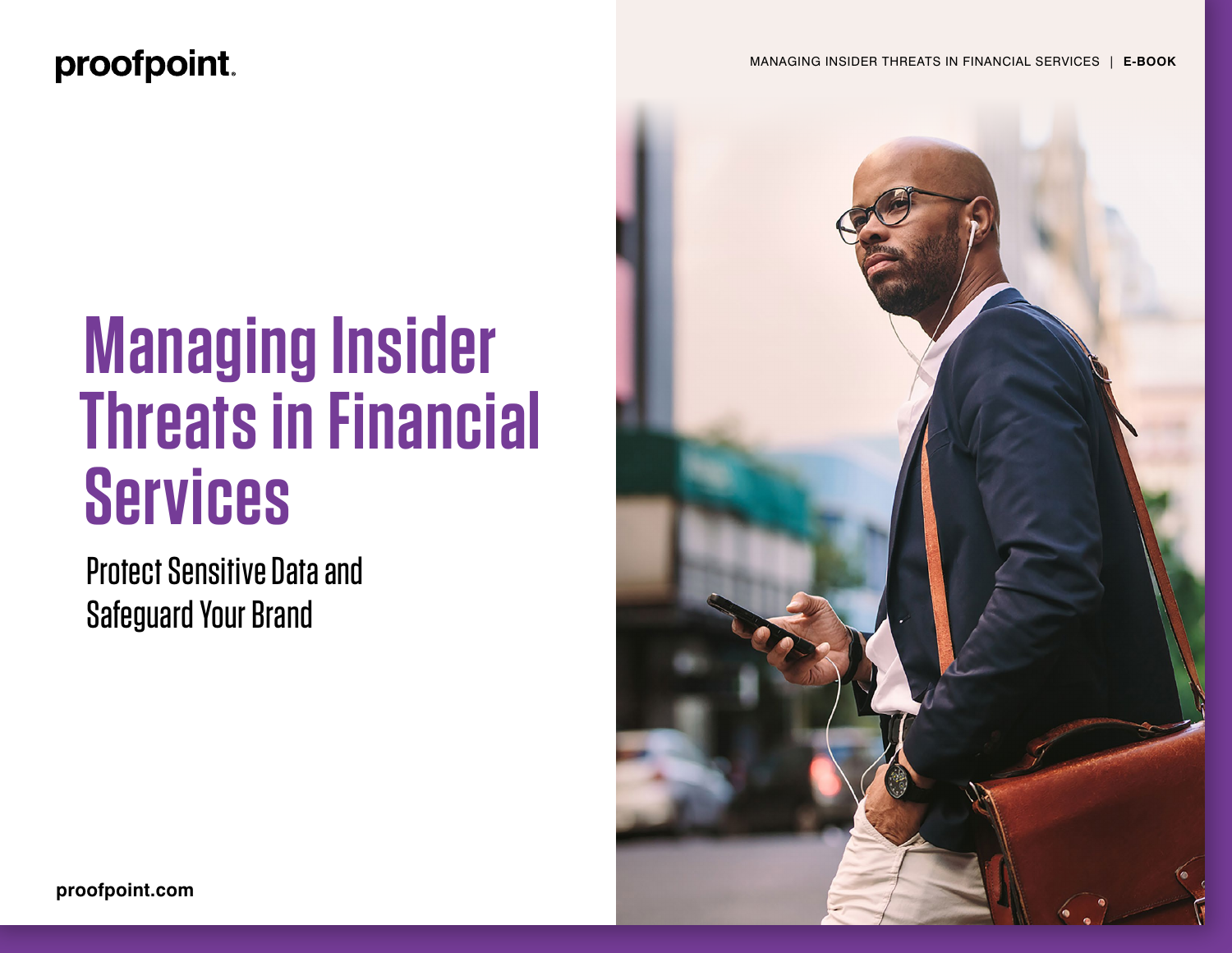proofpoint.

# Managing Insider Threats in Financial Services

## Protect Sensitive Data and Safeguard Your Brand

proofpoint.com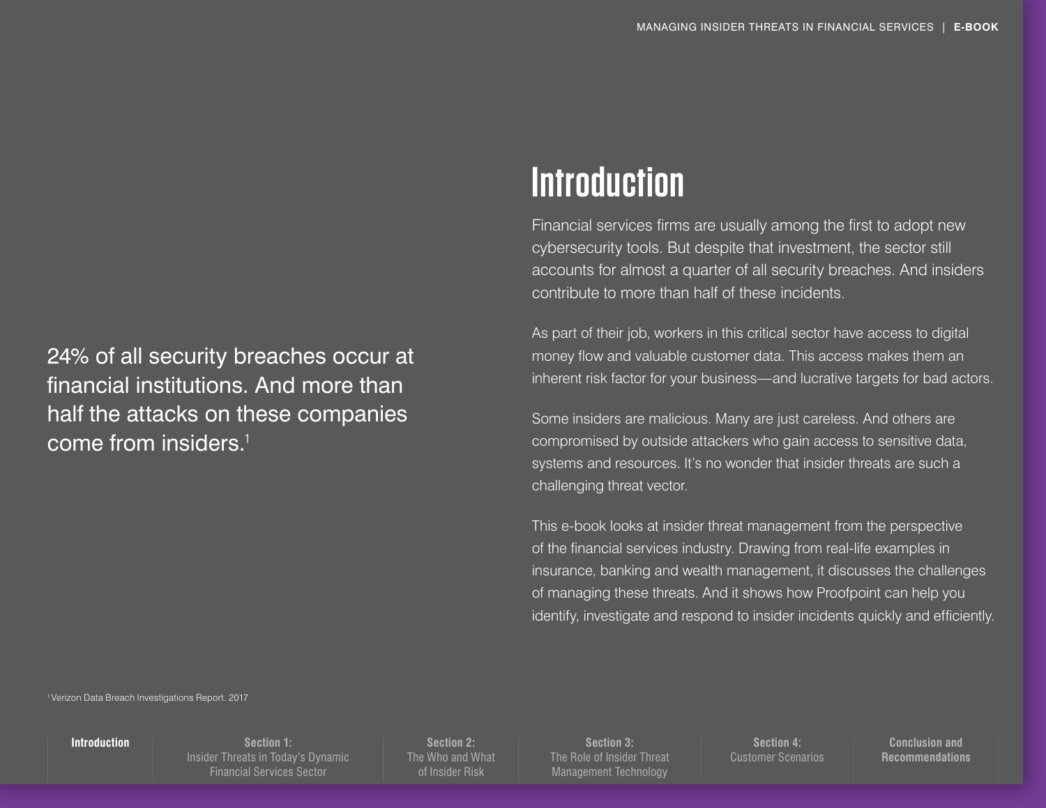24% of all security breaches occur at financial institutions. And more than half the attacks on these companies come from insiders.[1]

# Introduction

Financial services firms are usually among the first to adopt new cybersecurity tools. But despite that investment, the sector still accounts for almost a quarter of all security breaches. And insiders contribute to more than half of these incidents.

As part of their job, workers in this critical sector have access to digital money flow and valuable customer data. This access makes them an inherent risk factor for your business—and lucrative targets for bad actors.

Some insiders are malicious. Many are just careless. And others are compromised by outside attackers who gain access to sensitive data, systems and resources. It's no wonder that insider threats are such a challenging threat vector.

This e-book looks at insider threat management from the perspective of the financial services industry. Drawing from real-life examples in insurance, banking and wealth management, it discusses the challenges of managing these threats. And it shows how Proofpoint can help you identify, investigate and respond to insider incidents quickly and efficiently.

[1] Verizon Data Breach Investigations Report. 2017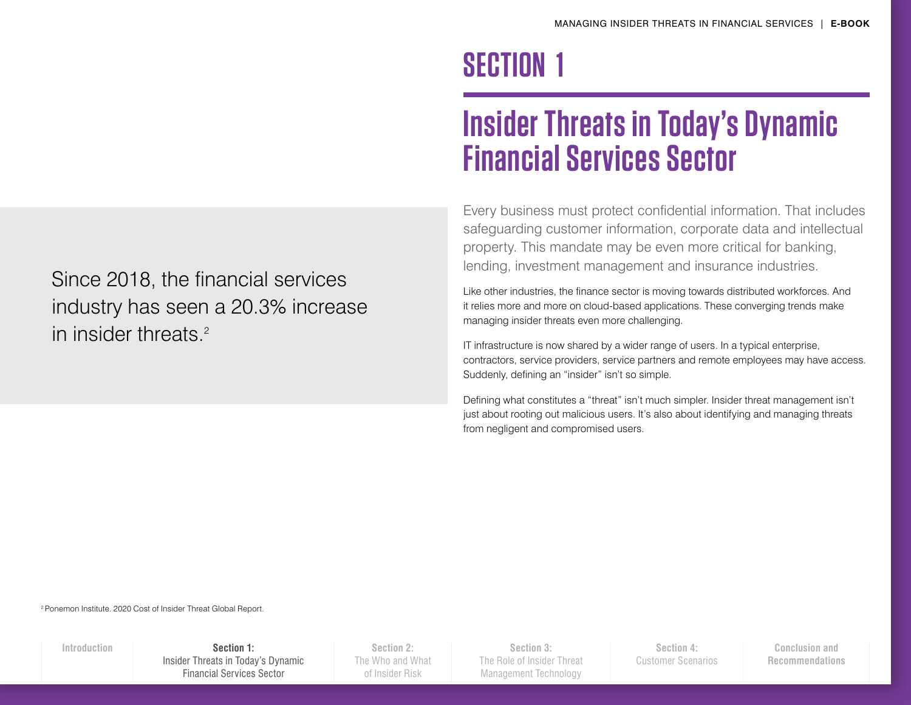# SECTION 1

## Insider Threats in Today's Dynamic Financial Services Sector

Since 2018, the financial services industry has seen a 20.3% increase in insider threats.[2]

Every business must protect confidential information. That includes safeguarding customer information, corporate data and intellectual property. This mandate may be even more critical for banking, lending, investment management and insurance industries.

Like other industries, the finance sector is moving towards distributed workforces. And it relies more and more on cloud-based applications. These converging trends make managing insider threats even more challenging.

IT infrastructure is now shared by a wider range of users. In a typical enterprise, contractors, service providers, service partners and remote employees may have access. Suddenly, defining an "insider" isn't so simple.

Defining what constitutes a "threat" isn't much simpler. Insider threat management isn't just about rooting out malicious users. It's also about identifying and managing threats from negligent and compromised users.

[2] Ponemon Institute. 2020 Cost of Insider Threat Global Report.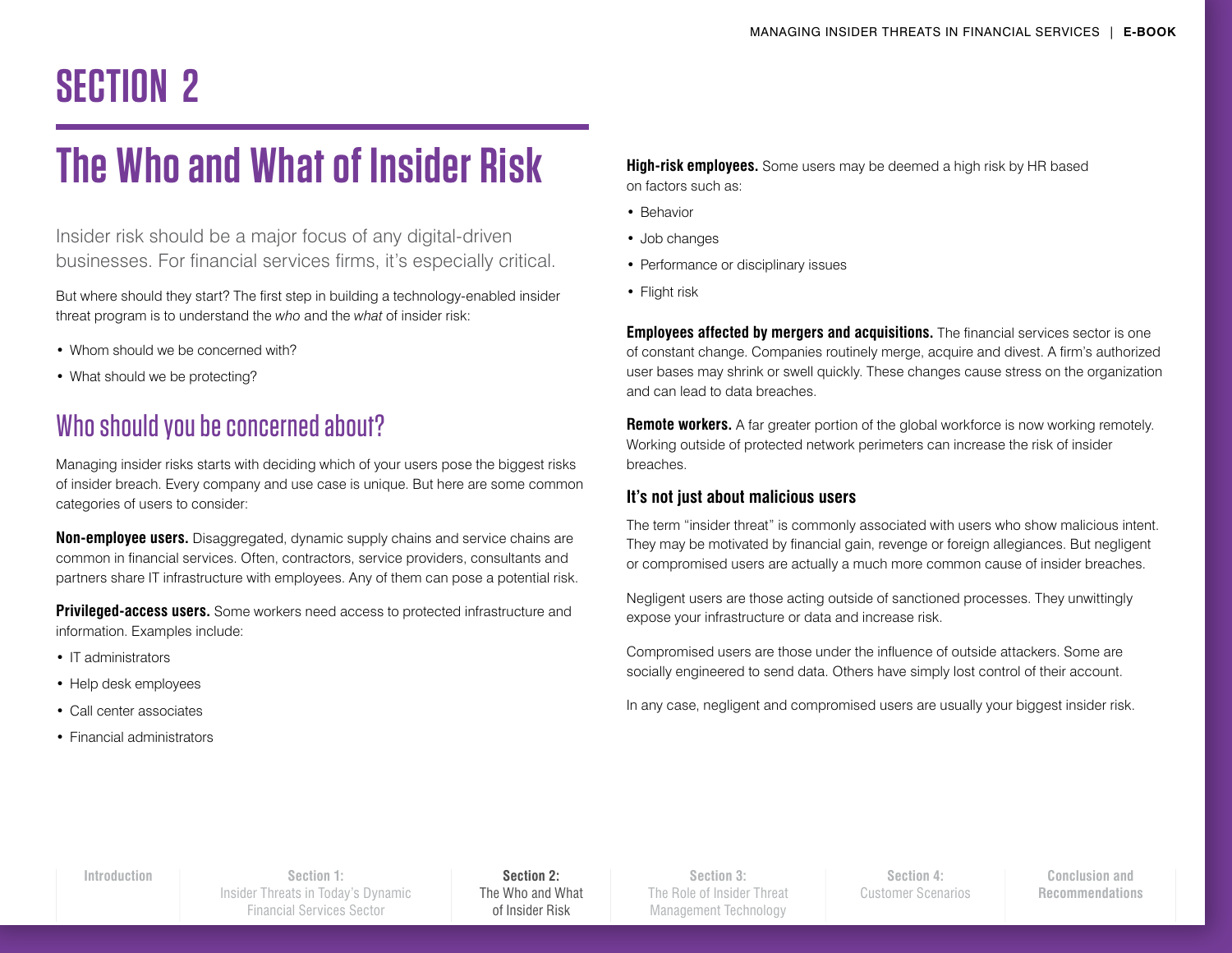# SECTION 2

# The Who and What of Insider Risk

Insider risk should be a major focus of any digital-driven businesses. For financial services firms, it's especially critical.

But where should they start? The first step in building a technology-enabled insider threat program is to understand the *who* and the *what* of insider risk:

- Whom should we be concerned with?
- What should we be protecting?

## Who should you be concerned about?

Managing insider risks starts with deciding which of your users pose the biggest risks of insider breach. Every company and use case is unique. But here are some common categories of users to consider:

**Non-employee users.** Disaggregated, dynamic supply chains and service chains are common in financial services. Often, contractors, service providers, consultants and partners share IT infrastructure with employees. Any of them can pose a potential risk.

**Privileged-access users.** Some workers need access to protected infrastructure and information. Examples include:

- IT administrators
- Help desk employees
- Call center associates
- Financial administrators

**High-risk employees.** Some users may be deemed a high risk by HR based on factors such as:

- Behavior
- Job changes
- Performance or disciplinary issues
- Flight risk

**Employees affected by mergers and acquisitions.** The financial services sector is one of constant change. Companies routinely merge, acquire and divest. A firm's authorized user bases may shrink or swell quickly. These changes cause stress on the organization and can lead to data breaches.

**Remote workers.** A far greater portion of the global workforce is now working remotely. Working outside of protected network perimeters can increase the risk of insider breaches.

### It's not just about malicious users

The term "insider threat" is commonly associated with users who show malicious intent. They may be motivated by financial gain, revenge or foreign allegiances. But negligent or compromised users are actually a much more common cause of insider breaches.

Negligent users are those acting outside of sanctioned processes. They unwittingly expose your infrastructure or data and increase risk.

Compromised users are those under the influence of outside attackers. Some are socially engineered to send data. Others have simply lost control of their account.

In any case, negligent and compromised users are usually your biggest insider risk.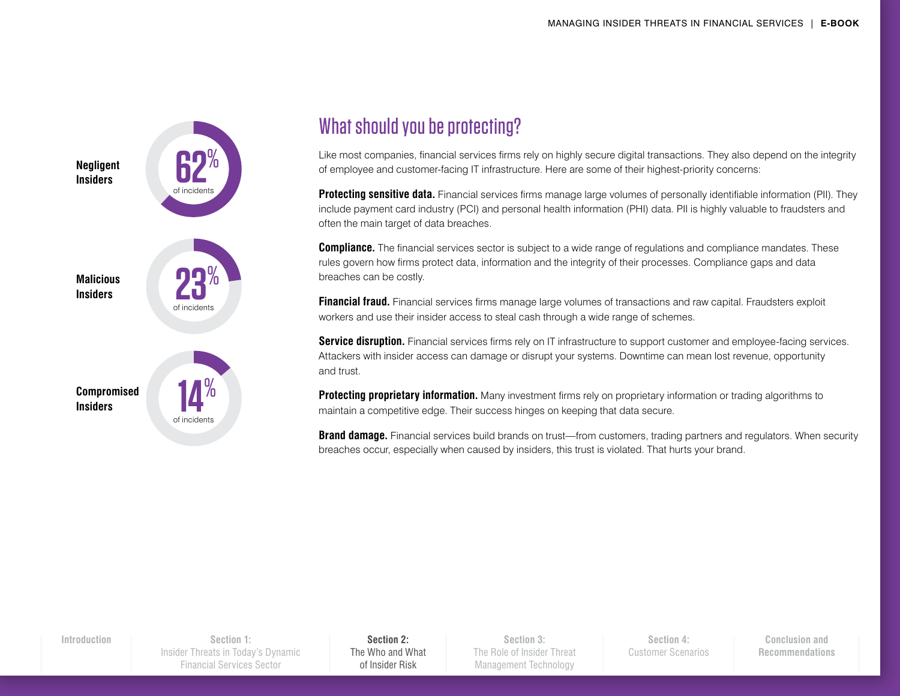**Negligent Insiders** — 62% of incidents

**Malicious Insiders** — 23% of incidents

**Compromised Insiders** — 14% of incidents

## What should you be protecting?

Like most companies, financial services firms rely on highly secure digital transactions. They also depend on the integrity of employee and customer-facing IT infrastructure. Here are some of their highest-priority concerns:

**Protecting sensitive data.** Financial services firms manage large volumes of personally identifiable information (PII). They include payment card industry (PCI) and personal health information (PHI) data. PII is highly valuable to fraudsters and often the main target of data breaches.

**Compliance.** The financial services sector is subject to a wide range of regulations and compliance mandates. These rules govern how firms protect data, information and the integrity of their processes. Compliance gaps and data breaches can be costly.

**Financial fraud.** Financial services firms manage large volumes of transactions and raw capital. Fraudsters exploit workers and use their insider access to steal cash through a wide range of schemes.

**Service disruption.** Financial services firms rely on IT infrastructure to support customer and employee-facing services. Attackers with insider access can damage or disrupt your systems. Downtime can mean lost revenue, opportunity and trust.

**Protecting proprietary information.** Many investment firms rely on proprietary information or trading algorithms to maintain a competitive edge. Their success hinges on keeping that data secure.

**Brand damage.** Financial services build brands on trust—from customers, trading partners and regulators. When security breaches occur, especially when caused by insiders, this trust is violated. That hurts your brand.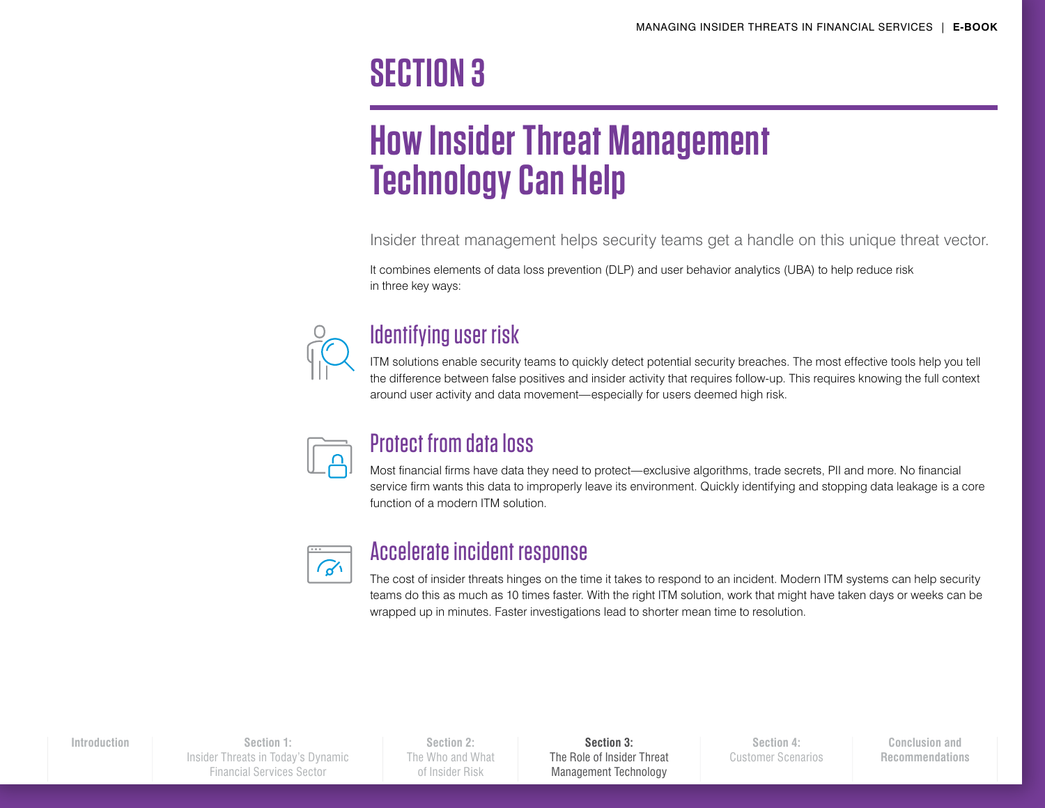# SECTION 3

## How Insider Threat Management Technology Can Help

Insider threat management helps security teams get a handle on this unique threat vector.

It combines elements of data loss prevention (DLP) and user behavior analytics (UBA) to help reduce risk in three key ways:

### Identifying user risk

ITM solutions enable security teams to quickly detect potential security breaches. The most effective tools help you tell the difference between false positives and insider activity that requires follow-up. This requires knowing the full context around user activity and data movement—especially for users deemed high risk.

### Protect from data loss

Most financial firms have data they need to protect—exclusive algorithms, trade secrets, PII and more. No financial service firm wants this data to improperly leave its environment. Quickly identifying and stopping data leakage is a core function of a modern ITM solution.

### Accelerate incident response

The cost of insider threats hinges on the time it takes to respond to an incident. Modern ITM systems can help security teams do this as much as 10 times faster. With the right ITM solution, work that might have taken days or weeks can be wrapped up in minutes. Faster investigations lead to shorter mean time to resolution.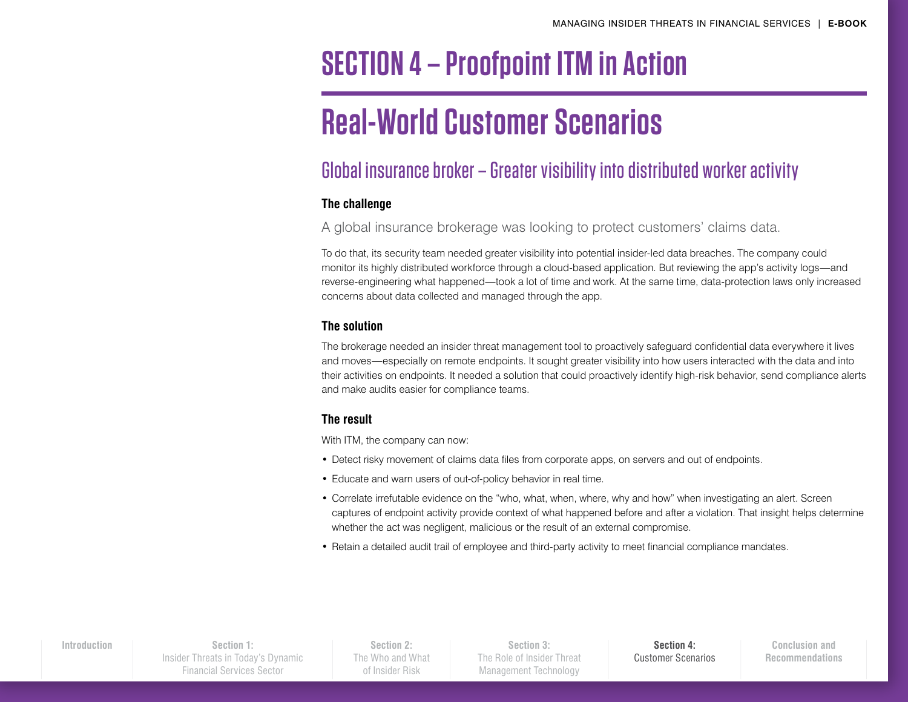# SECTION 4 – Proofpoint ITM in Action

# Real-World Customer Scenarios

## Global insurance broker – Greater visibility into distributed worker activity

### The challenge

A global insurance brokerage was looking to protect customers' claims data.

To do that, its security team needed greater visibility into potential insider-led data breaches. The company could monitor its highly distributed workforce through a cloud-based application. But reviewing the app's activity logs—and reverse-engineering what happened—took a lot of time and work. At the same time, data-protection laws only increased concerns about data collected and managed through the app.

### The solution

The brokerage needed an insider threat management tool to proactively safeguard confidential data everywhere it lives and moves—especially on remote endpoints. It sought greater visibility into how users interacted with the data and into their activities on endpoints. It needed a solution that could proactively identify high-risk behavior, send compliance alerts and make audits easier for compliance teams.

### The result

With ITM, the company can now:

- Detect risky movement of claims data files from corporate apps, on servers and out of endpoints.
- Educate and warn users of out-of-policy behavior in real time.
- Correlate irrefutable evidence on the "who, what, when, where, why and how" when investigating an alert. Screen captures of endpoint activity provide context of what happened before and after a violation. That insight helps determine whether the act was negligent, malicious or the result of an external compromise.
- Retain a detailed audit trail of employee and third-party activity to meet financial compliance mandates.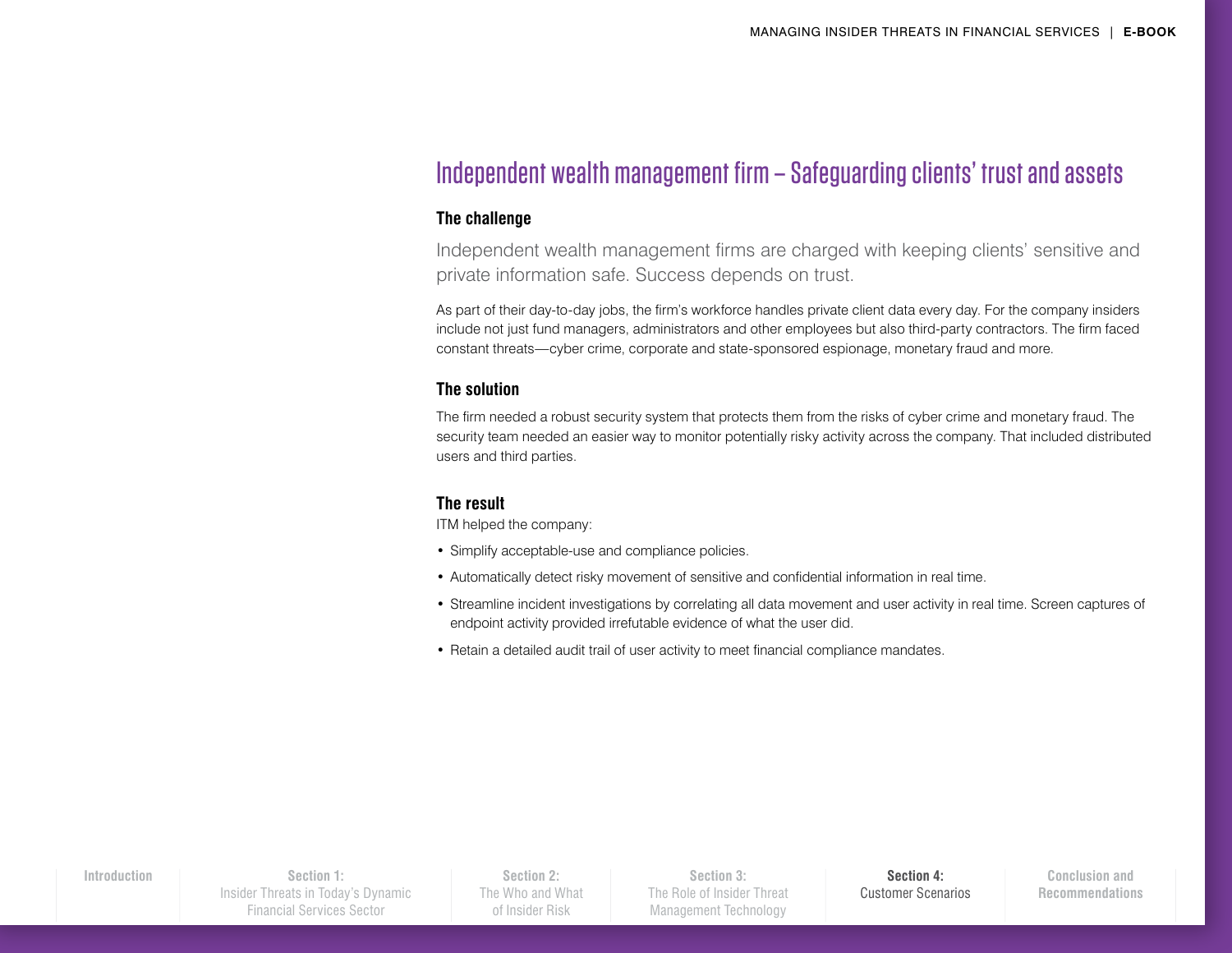## Independent wealth management firm – Safeguarding clients' trust and assets

### The challenge

Independent wealth management firms are charged with keeping clients' sensitive and private information safe. Success depends on trust.

As part of their day-to-day jobs, the firm's workforce handles private client data every day. For the company insiders include not just fund managers, administrators and other employees but also third-party contractors. The firm faced constant threats—cyber crime, corporate and state-sponsored espionage, monetary fraud and more.

### The solution

The firm needed a robust security system that protects them from the risks of cyber crime and monetary fraud. The security team needed an easier way to monitor potentially risky activity across the company. That included distributed users and third parties.

### The result

ITM helped the company:

- Simplify acceptable-use and compliance policies.
- Automatically detect risky movement of sensitive and confidential information in real time.
- Streamline incident investigations by correlating all data movement and user activity in real time. Screen captures of endpoint activity provided irrefutable evidence of what the user did.
- Retain a detailed audit trail of user activity to meet financial compliance mandates.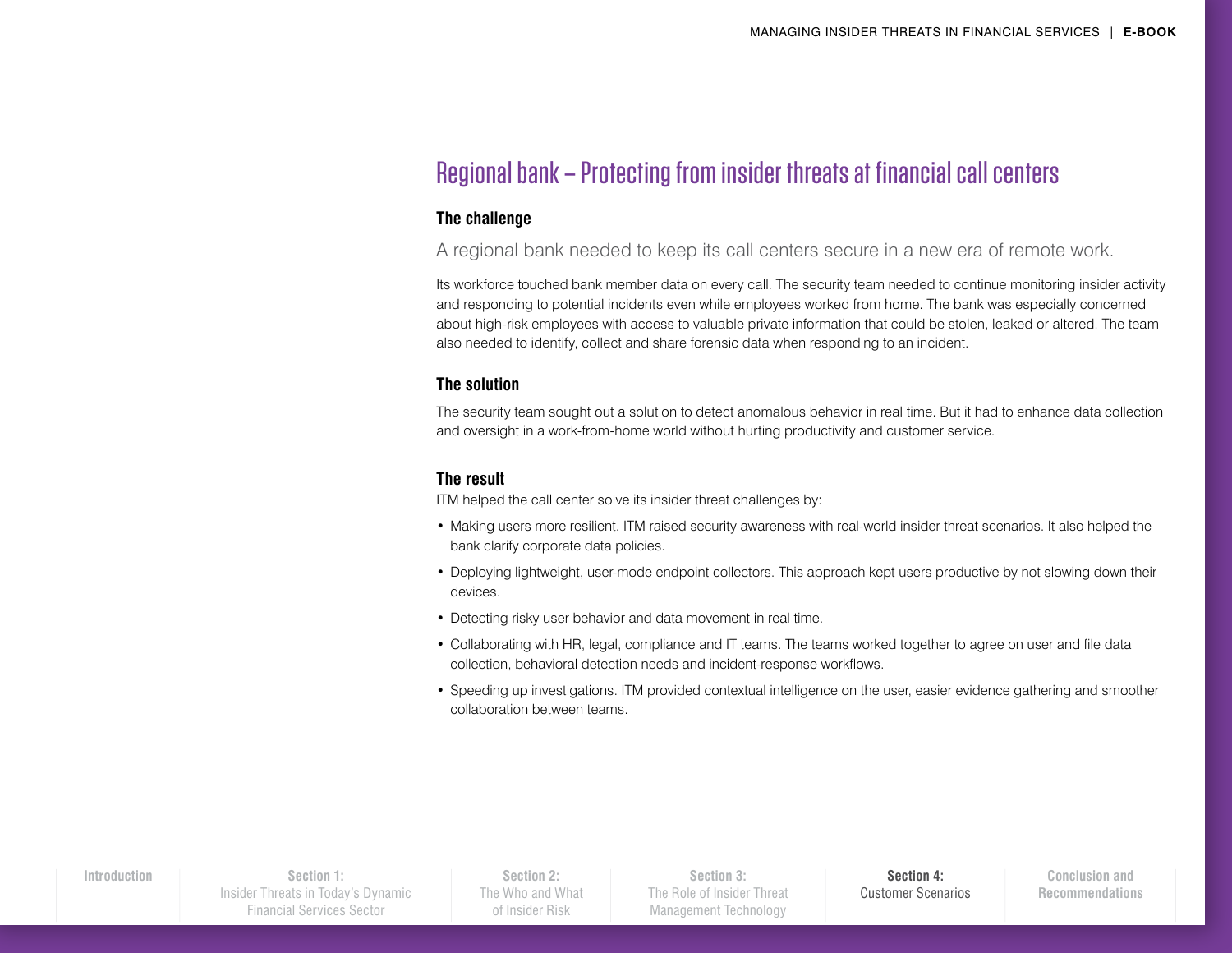## Regional bank – Protecting from insider threats at financial call centers

### The challenge

A regional bank needed to keep its call centers secure in a new era of remote work.

Its workforce touched bank member data on every call. The security team needed to continue monitoring insider activity and responding to potential incidents even while employees worked from home. The bank was especially concerned about high-risk employees with access to valuable private information that could be stolen, leaked or altered. The team also needed to identify, collect and share forensic data when responding to an incident.

### The solution

The security team sought out a solution to detect anomalous behavior in real time. But it had to enhance data collection and oversight in a work-from-home world without hurting productivity and customer service.

### The result

ITM helped the call center solve its insider threat challenges by:

- Making users more resilient. ITM raised security awareness with real-world insider threat scenarios. It also helped the bank clarify corporate data policies.
- Deploying lightweight, user-mode endpoint collectors. This approach kept users productive by not slowing down their devices.
- Detecting risky user behavior and data movement in real time.
- Collaborating with HR, legal, compliance and IT teams. The teams worked together to agree on user and file data collection, behavioral detection needs and incident-response workflows.
- Speeding up investigations. ITM provided contextual intelligence on the user, easier evidence gathering and smoother collaboration between teams.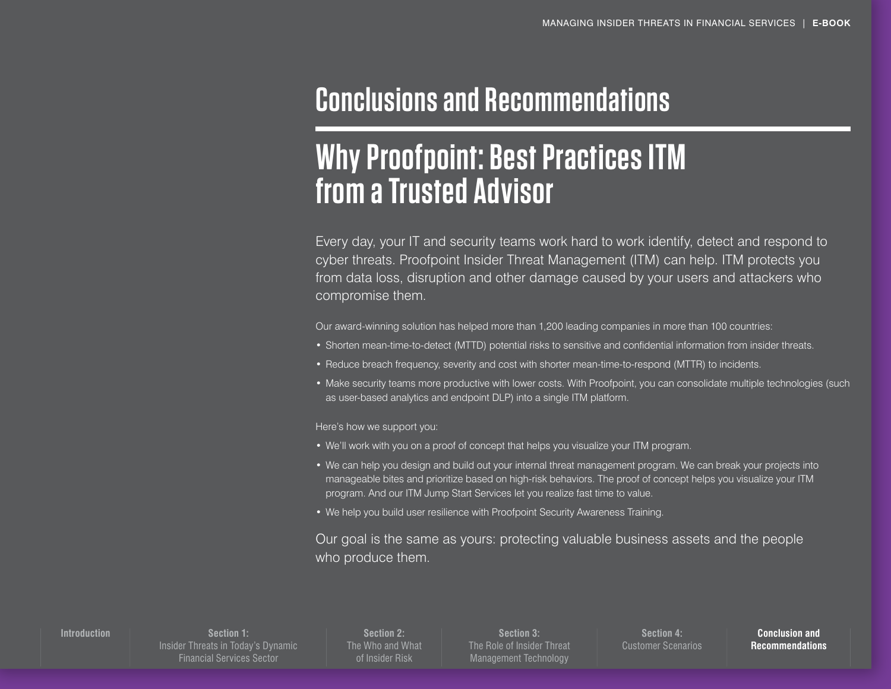# Conclusions and Recommendations

## Why Proofpoint: Best Practices ITM from a Trusted Advisor

Every day, your IT and security teams work hard to work identify, detect and respond to cyber threats. Proofpoint Insider Threat Management (ITM) can help. ITM protects you from data loss, disruption and other damage caused by your users and attackers who compromise them.

Our award-winning solution has helped more than 1,200 leading companies in more than 100 countries:

- Shorten mean-time-to-detect (MTTD) potential risks to sensitive and confidential information from insider threats.
- Reduce breach frequency, severity and cost with shorter mean-time-to-respond (MTTR) to incidents.
- Make security teams more productive with lower costs. With Proofpoint, you can consolidate multiple technologies (such as user-based analytics and endpoint DLP) into a single ITM platform.

Here's how we support you:

- We'll work with you on a proof of concept that helps you visualize your ITM program.
- We can help you design and build out your internal threat management program. We can break your projects into manageable bites and prioritize based on high-risk behaviors. The proof of concept helps you visualize your ITM program. And our ITM Jump Start Services let you realize fast time to value.
- We help you build user resilience with Proofpoint Security Awareness Training.

Our goal is the same as yours: protecting valuable business assets and the people who produce them.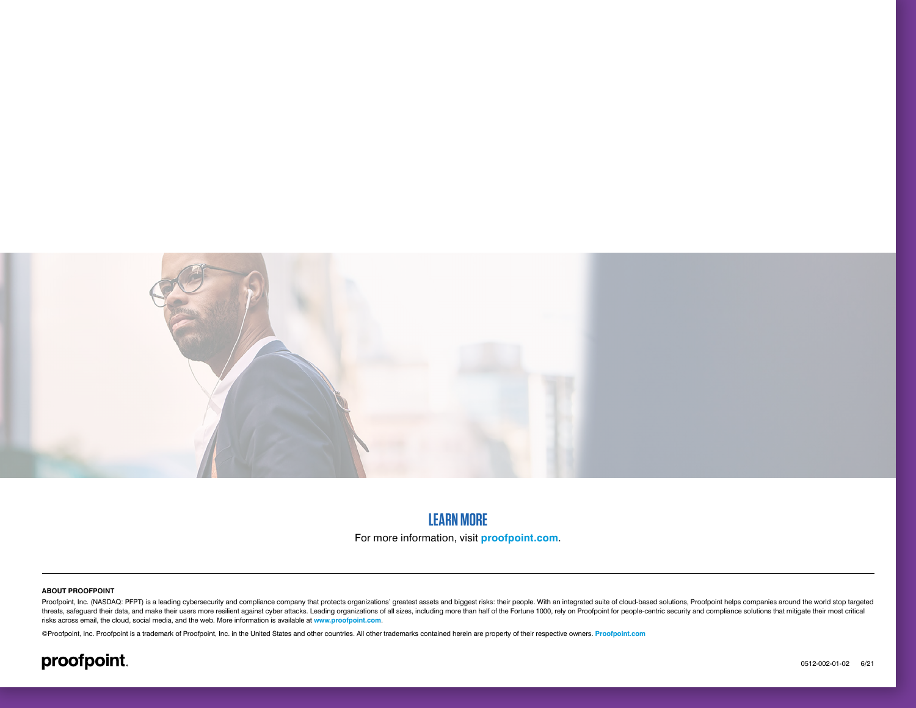## LEARN MORE

For more information, visit **proofpoint.com**.

---

**ABOUT PROOFPOINT**

Proofpoint, Inc. (NASDAQ: PFPT) is a leading cybersecurity and compliance company that protects organizations' greatest assets and biggest risks: their people. With an integrated suite of cloud-based solutions, Proofpoint helps companies around the world stop targeted threats, safeguard their data, and make their users more resilient against cyber attacks. Leading organizations of all sizes, including more than half of the Fortune 1000, rely on Proofpoint for people-centric security and compliance solutions that mitigate their most critical risks across email, the cloud, social media, and the web. More information is available at **www.proofpoint.com**.

©Proofpoint, Inc. Proofpoint is a trademark of Proofpoint, Inc. in the United States and other countries. All other trademarks contained herein are property of their respective owners. **Proofpoint.com**

proofpoint.

0512-002-01-02 6/21